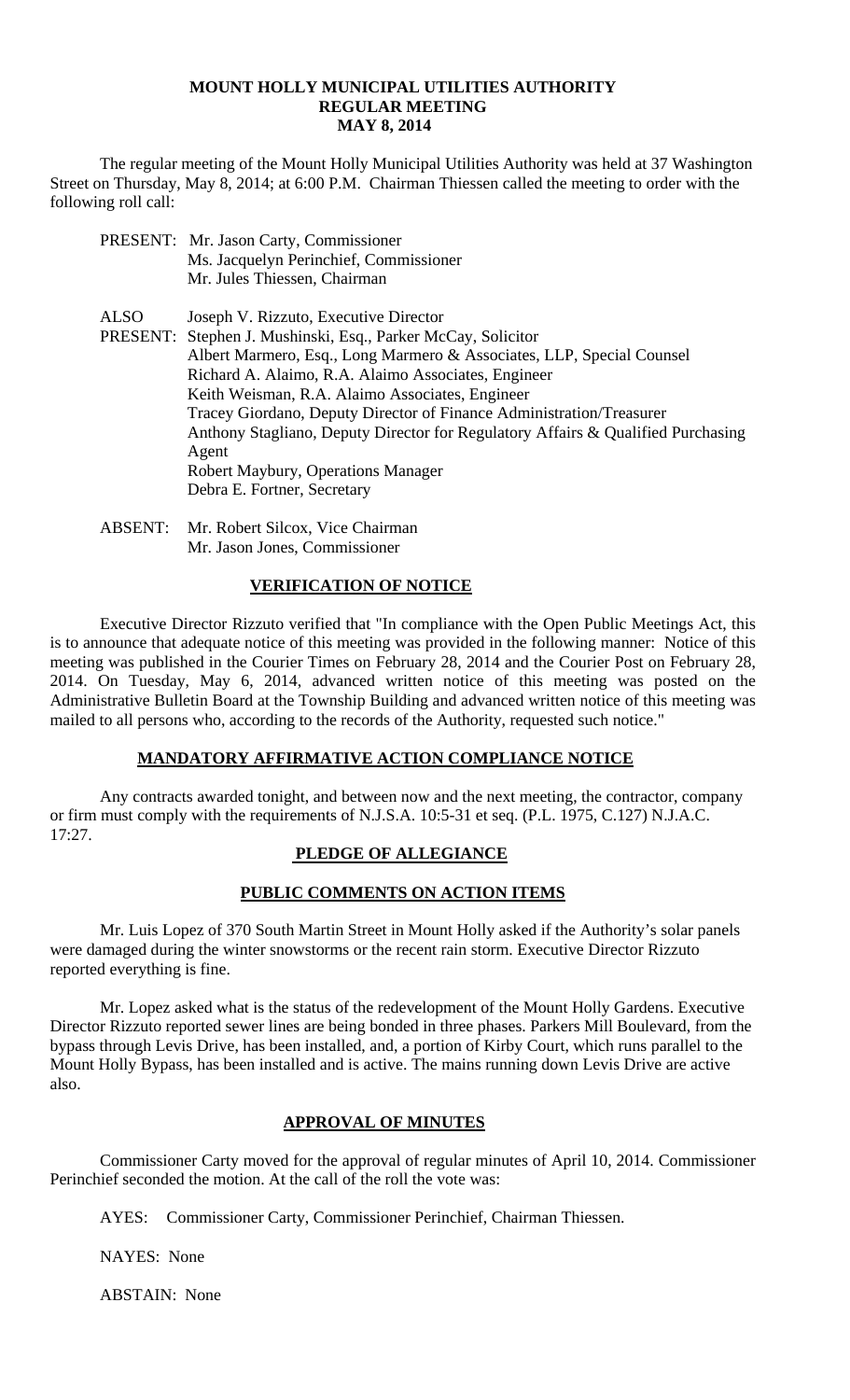# MOUNT HOLLY MUNICIPAL UTILITIES AUTHORITY
## REGULAR MEETING
## MAY 8, 2014

The regular meeting of the Mount Holly Municipal Utilities Authority was held at 37 Washington Street on Thursday, May 8, 2014; at 6:00 P.M. Chairman Thiessen called the meeting to order with the following roll call:

PRESENT: Mr. Jason Carty, Commissioner
Ms. Jacquelyn Perinchief, Commissioner
Mr. Jules Thiessen, Chairman

ALSO PRESENT: Joseph V. Rizzuto, Executive Director
Stephen J. Mushinski, Esq., Parker McCay, Solicitor
Albert Marmero, Esq., Long Marmero & Associates, LLP, Special Counsel
Richard A. Alaimo, R.A. Alaimo Associates, Engineer
Keith Weisman, R.A. Alaimo Associates, Engineer
Tracey Giordano, Deputy Director of Finance Administration/Treasurer
Anthony Stagliano, Deputy Director for Regulatory Affairs & Qualified Purchasing Agent
Robert Maybury, Operations Manager
Debra E. Fortner, Secretary

ABSENT: Mr. Robert Silcox, Vice Chairman
Mr. Jason Jones, Commissioner

**VERIFICATION OF NOTICE**

Executive Director Rizzuto verified that "In compliance with the Open Public Meetings Act, this is to announce that adequate notice of this meeting was provided in the following manner: Notice of this meeting was published in the Courier Times on February 28, 2014 and the Courier Post on February 28, 2014. On Tuesday, May 6, 2014, advanced written notice of this meeting was posted on the Administrative Bulletin Board at the Township Building and advanced written notice of this meeting was mailed to all persons who, according to the records of the Authority, requested such notice."

**MANDATORY AFFIRMATIVE ACTION COMPLIANCE NOTICE**

Any contracts awarded tonight, and between now and the next meeting, the contractor, company or firm must comply with the requirements of N.J.S.A. 10:5-31 et seq. (P.L. 1975, C.127) N.J.A.C. 17:27.

**PLEDGE OF ALLEGIANCE**

**PUBLIC COMMENTS ON ACTION ITEMS**

Mr. Luis Lopez of 370 South Martin Street in Mount Holly asked if the Authority's solar panels were damaged during the winter snowstorms or the recent rain storm. Executive Director Rizzuto reported everything is fine.

Mr. Lopez asked what is the status of the redevelopment of the Mount Holly Gardens. Executive Director Rizzuto reported sewer lines are being bonded in three phases. Parkers Mill Boulevard, from the bypass through Levis Drive, has been installed, and, a portion of Kirby Court, which runs parallel to the Mount Holly Bypass, has been installed and is active. The mains running down Levis Drive are active also.

**APPROVAL OF MINUTES**

Commissioner Carty moved for the approval of regular minutes of April 10, 2014. Commissioner Perinchief seconded the motion. At the call of the roll the vote was:

AYES: Commissioner Carty, Commissioner Perinchief, Chairman Thiessen.

NAYES: None

ABSTAIN: None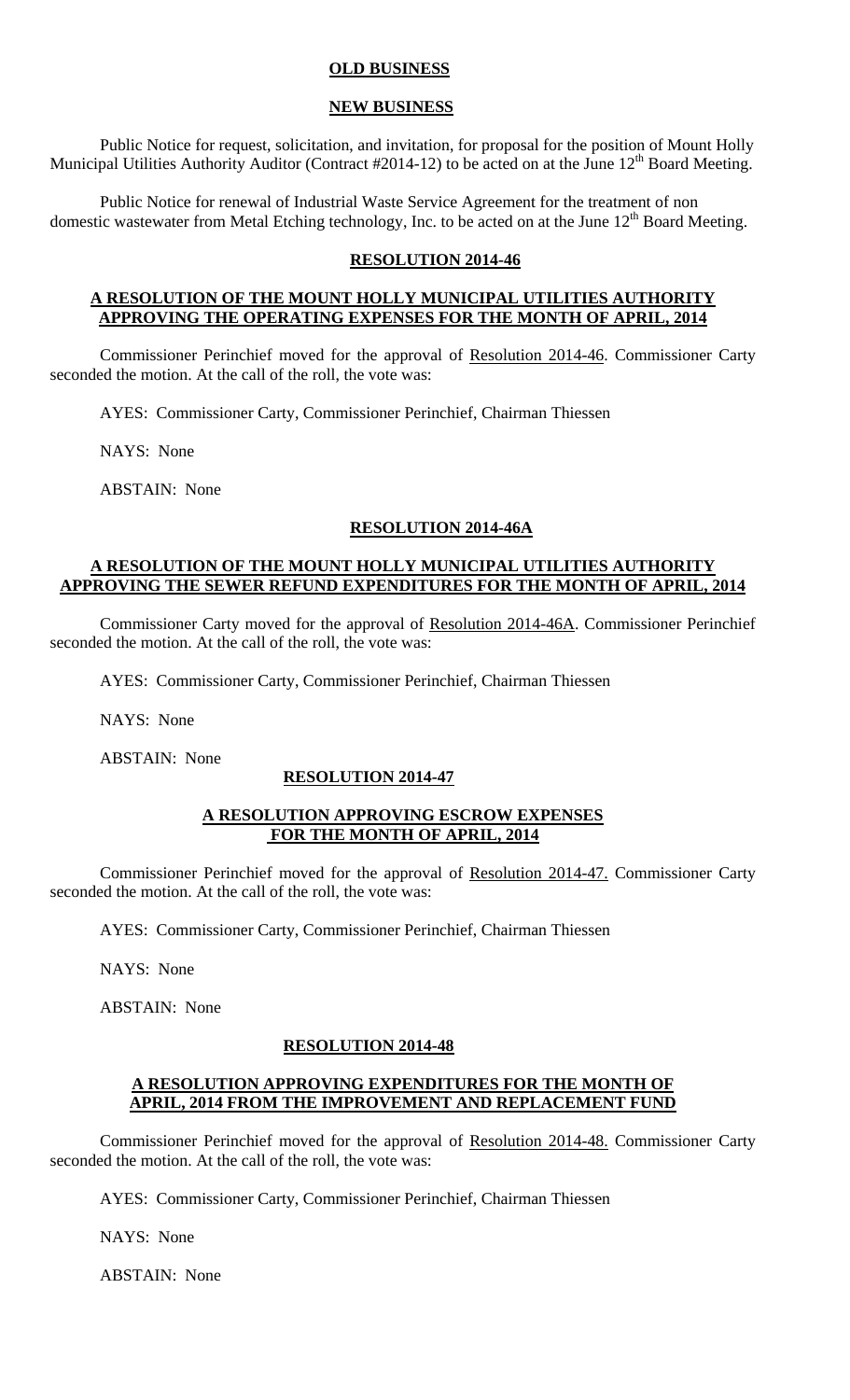**OLD BUSINESS**

**NEW BUSINESS**

Public Notice for request, solicitation, and invitation, for proposal for the position of Mount Holly Municipal Utilities Authority Auditor (Contract #2014-12) to be acted on at the June 12th Board Meeting.

Public Notice for renewal of Industrial Waste Service Agreement for the treatment of non domestic wastewater from Metal Etching technology, Inc. to be acted on at the June 12th Board Meeting.

**RESOLUTION 2014-46**

**A RESOLUTION OF THE MOUNT HOLLY MUNICIPAL UTILITIES AUTHORITY APPROVING THE OPERATING EXPENSES FOR THE MONTH OF APRIL, 2014**

Commissioner Perinchief moved for the approval of Resolution 2014-46. Commissioner Carty seconded the motion. At the call of the roll, the vote was:

AYES: Commissioner Carty, Commissioner Perinchief, Chairman Thiessen

NAYS: None

ABSTAIN: None

**RESOLUTION 2014-46A**

**A RESOLUTION OF THE MOUNT HOLLY MUNICIPAL UTILITIES AUTHORITY APPROVING THE SEWER REFUND EXPENDITURES FOR THE MONTH OF APRIL, 2014**

Commissioner Carty moved for the approval of Resolution 2014-46A. Commissioner Perinchief seconded the motion. At the call of the roll, the vote was:

AYES: Commissioner Carty, Commissioner Perinchief, Chairman Thiessen

NAYS: None

ABSTAIN: None

**RESOLUTION 2014-47**

**A RESOLUTION APPROVING ESCROW EXPENSES FOR THE MONTH OF APRIL, 2014**

Commissioner Perinchief moved for the approval of Resolution 2014-47. Commissioner Carty seconded the motion. At the call of the roll, the vote was:

AYES: Commissioner Carty, Commissioner Perinchief, Chairman Thiessen

NAYS: None

ABSTAIN: None

**RESOLUTION 2014-48**

**A RESOLUTION APPROVING EXPENDITURES FOR THE MONTH OF APRIL, 2014 FROM THE IMPROVEMENT AND REPLACEMENT FUND**

Commissioner Perinchief moved for the approval of Resolution 2014-48. Commissioner Carty seconded the motion. At the call of the roll, the vote was:

AYES: Commissioner Carty, Commissioner Perinchief, Chairman Thiessen

NAYS: None

ABSTAIN: None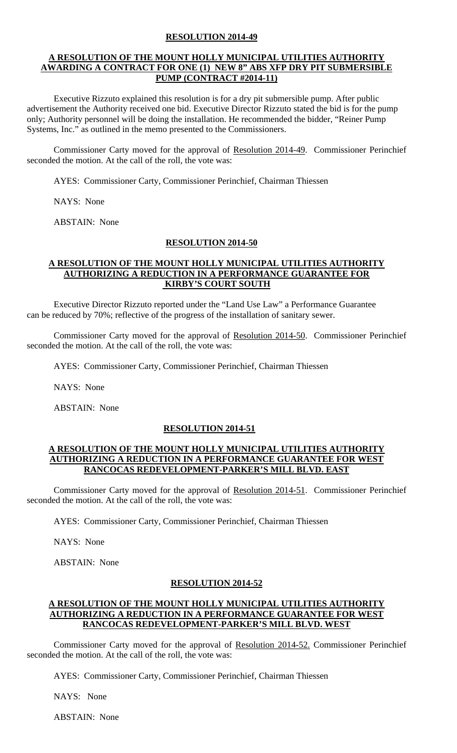**RESOLUTION 2014-49**

**A RESOLUTION OF THE MOUNT HOLLY MUNICIPAL UTILITIES AUTHORITY AWARDING A CONTRACT FOR ONE (1) NEW 8" ABS XFP DRY PIT SUBMERSIBLE PUMP (CONTRACT #2014-11)**

Executive Rizzuto explained this resolution is for a dry pit submersible pump. After public advertisement the Authority received one bid. Executive Director Rizzuto stated the bid is for the pump only; Authority personnel will be doing the installation. He recommended the bidder, "Reiner Pump Systems, Inc." as outlined in the memo presented to the Commissioners.

Commissioner Carty moved for the approval of Resolution 2014-49. Commissioner Perinchief seconded the motion. At the call of the roll, the vote was:

AYES: Commissioner Carty, Commissioner Perinchief, Chairman Thiessen

NAYS: None

ABSTAIN: None

**RESOLUTION 2014-50**

**A RESOLUTION OF THE MOUNT HOLLY MUNICIPAL UTILITIES AUTHORITY AUTHORIZING A REDUCTION IN A PERFORMANCE GUARANTEE FOR KIRBY'S COURT SOUTH**

Executive Director Rizzuto reported under the "Land Use Law" a Performance Guarantee can be reduced by 70%; reflective of the progress of the installation of sanitary sewer.

Commissioner Carty moved for the approval of Resolution 2014-50. Commissioner Perinchief seconded the motion. At the call of the roll, the vote was:

AYES: Commissioner Carty, Commissioner Perinchief, Chairman Thiessen

NAYS: None

ABSTAIN: None

**RESOLUTION 2014-51**

**A RESOLUTION OF THE MOUNT HOLLY MUNICIPAL UTILITIES AUTHORITY AUTHORIZING A REDUCTION IN A PERFORMANCE GUARANTEE FOR WEST RANCOCAS REDEVELOPMENT-PARKER'S MILL BLVD. EAST**

Commissioner Carty moved for the approval of Resolution 2014-51. Commissioner Perinchief seconded the motion. At the call of the roll, the vote was:

AYES: Commissioner Carty, Commissioner Perinchief, Chairman Thiessen

NAYS: None

ABSTAIN: None

**RESOLUTION 2014-52**

**A RESOLUTION OF THE MOUNT HOLLY MUNICIPAL UTILITIES AUTHORITY AUTHORIZING A REDUCTION IN A PERFORMANCE GUARANTEE FOR WEST RANCOCAS REDEVELOPMENT-PARKER'S MILL BLVD. WEST**

Commissioner Carty moved for the approval of Resolution 2014-52. Commissioner Perinchief seconded the motion. At the call of the roll, the vote was:

AYES: Commissioner Carty, Commissioner Perinchief, Chairman Thiessen

NAYS: None

ABSTAIN: None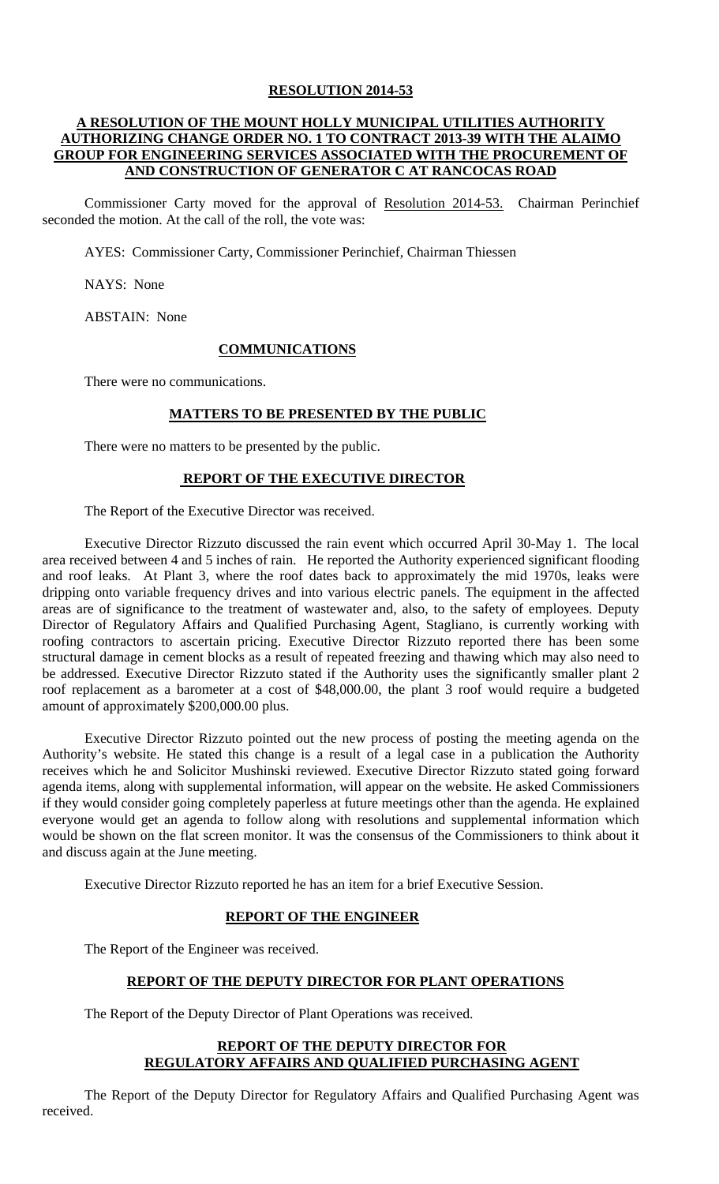**RESOLUTION 2014-53**

**A RESOLUTION OF THE MOUNT HOLLY MUNICIPAL UTILITIES AUTHORITY AUTHORIZING CHANGE ORDER NO. 1 TO CONTRACT 2013-39 WITH THE ALAIMO GROUP FOR ENGINEERING SERVICES ASSOCIATED WITH THE PROCUREMENT OF AND CONSTRUCTION OF GENERATOR C AT RANCOCAS ROAD**

Commissioner Carty moved for the approval of Resolution 2014-53. Chairman Perinchief seconded the motion. At the call of the roll, the vote was:

AYES: Commissioner Carty, Commissioner Perinchief, Chairman Thiessen

NAYS: None

ABSTAIN: None

## COMMUNICATIONS

There were no communications.

## MATTERS TO BE PRESENTED BY THE PUBLIC

There were no matters to be presented by the public.

## REPORT OF THE EXECUTIVE DIRECTOR

The Report of the Executive Director was received.

Executive Director Rizzuto discussed the rain event which occurred April 30-May 1. The local area received between 4 and 5 inches of rain. He reported the Authority experienced significant flooding and roof leaks. At Plant 3, where the roof dates back to approximately the mid 1970s, leaks were dripping onto variable frequency drives and into various electric panels. The equipment in the affected areas are of significance to the treatment of wastewater and, also, to the safety of employees. Deputy Director of Regulatory Affairs and Qualified Purchasing Agent, Stagliano, is currently working with roofing contractors to ascertain pricing. Executive Director Rizzuto reported there has been some structural damage in cement blocks as a result of repeated freezing and thawing which may also need to be addressed. Executive Director Rizzuto stated if the Authority uses the significantly smaller plant 2 roof replacement as a barometer at a cost of $48,000.00, the plant 3 roof would require a budgeted amount of approximately $200,000.00 plus.

Executive Director Rizzuto pointed out the new process of posting the meeting agenda on the Authority's website. He stated this change is a result of a legal case in a publication the Authority receives which he and Solicitor Mushinski reviewed. Executive Director Rizzuto stated going forward agenda items, along with supplemental information, will appear on the website. He asked Commissioners if they would consider going completely paperless at future meetings other than the agenda. He explained everyone would get an agenda to follow along with resolutions and supplemental information which would be shown on the flat screen monitor. It was the consensus of the Commissioners to think about it and discuss again at the June meeting.

Executive Director Rizzuto reported he has an item for a brief Executive Session.

## REPORT OF THE ENGINEER

The Report of the Engineer was received.

## REPORT OF THE DEPUTY DIRECTOR FOR PLANT OPERATIONS

The Report of the Deputy Director of Plant Operations was received.

## REPORT OF THE DEPUTY DIRECTOR FOR REGULATORY AFFAIRS AND QUALIFIED PURCHASING AGENT

The Report of the Deputy Director for Regulatory Affairs and Qualified Purchasing Agent was received.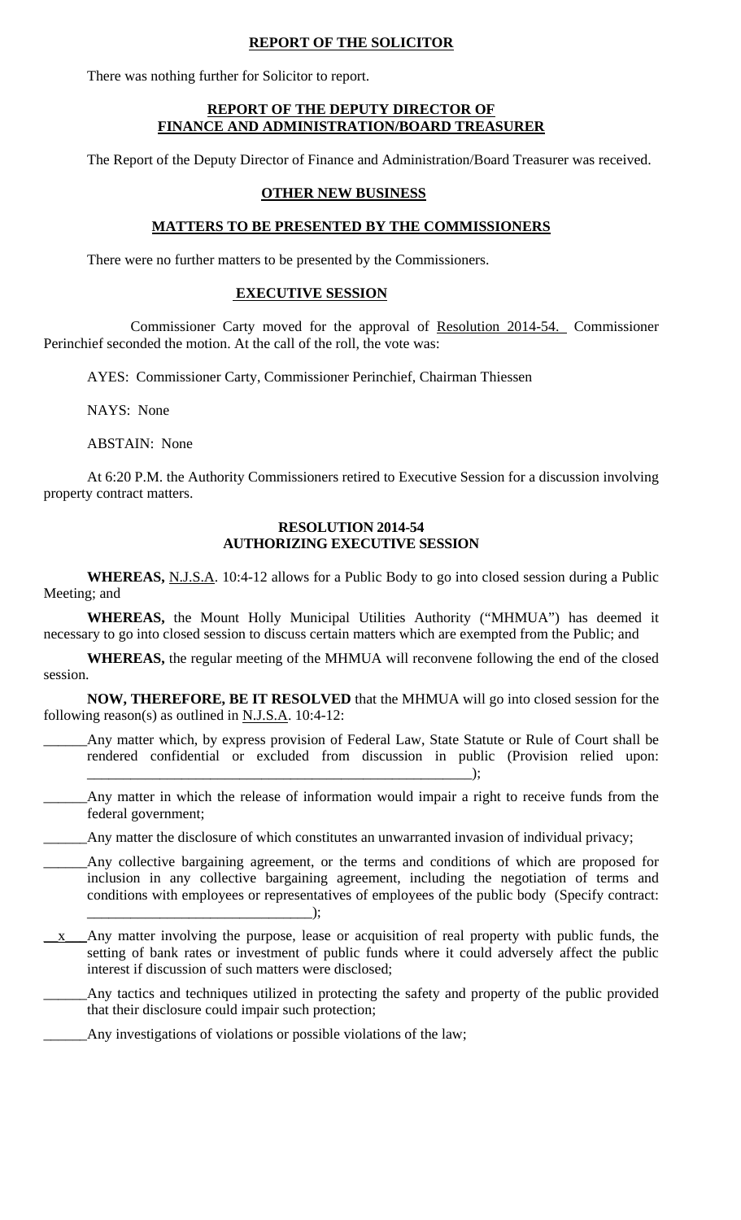**REPORT OF THE SOLICITOR**

There was nothing further for Solicitor to report.

**REPORT OF THE DEPUTY DIRECTOR OF FINANCE AND ADMINISTRATION/BOARD TREASURER**

The Report of the Deputy Director of Finance and Administration/Board Treasurer was received.

**OTHER NEW BUSINESS**

**MATTERS TO BE PRESENTED BY THE COMMISSIONERS**

There were no further matters to be presented by the Commissioners.

**EXECUTIVE SESSION**

Commissioner Carty moved for the approval of Resolution 2014-54. Commissioner Perinchief seconded the motion. At the call of the roll, the vote was:

AYES: Commissioner Carty, Commissioner Perinchief, Chairman Thiessen

NAYS: None

ABSTAIN: None

At 6:20 P.M. the Authority Commissioners retired to Executive Session for a discussion involving property contract matters.

**RESOLUTION 2014-54**
**AUTHORIZING EXECUTIVE SESSION**

**WHEREAS,** N.J.S.A. 10:4-12 allows for a Public Body to go into closed session during a Public Meeting; and

**WHEREAS,** the Mount Holly Municipal Utilities Authority ("MHMUA") has deemed it necessary to go into closed session to discuss certain matters which are exempted from the Public; and

**WHEREAS,** the regular meeting of the MHMUA will reconvene following the end of the closed session.

**NOW, THEREFORE, BE IT RESOLVED** that the MHMUA will go into closed session for the following reason(s) as outlined in N.J.S.A. 10:4-12:

______Any matter which, by express provision of Federal Law, State Statute or Rule of Court shall be rendered confidential or excluded from discussion in public (Provision relied upon: ______________________________________________________);

______Any matter in which the release of information would impair a right to receive funds from the federal government;

______Any matter the disclosure of which constitutes an unwarranted invasion of individual privacy;

______Any collective bargaining agreement, or the terms and conditions of which are proposed for inclusion in any collective bargaining agreement, including the negotiation of terms and conditions with employees or representatives of employees of the public body (Specify contract: ______________________________);

\_\_x\_\_\_Any matter involving the purpose, lease or acquisition of real property with public funds, the setting of bank rates or investment of public funds where it could adversely affect the public interest if discussion of such matters were disclosed;

______Any tactics and techniques utilized in protecting the safety and property of the public provided that their disclosure could impair such protection;

______Any investigations of violations or possible violations of the law;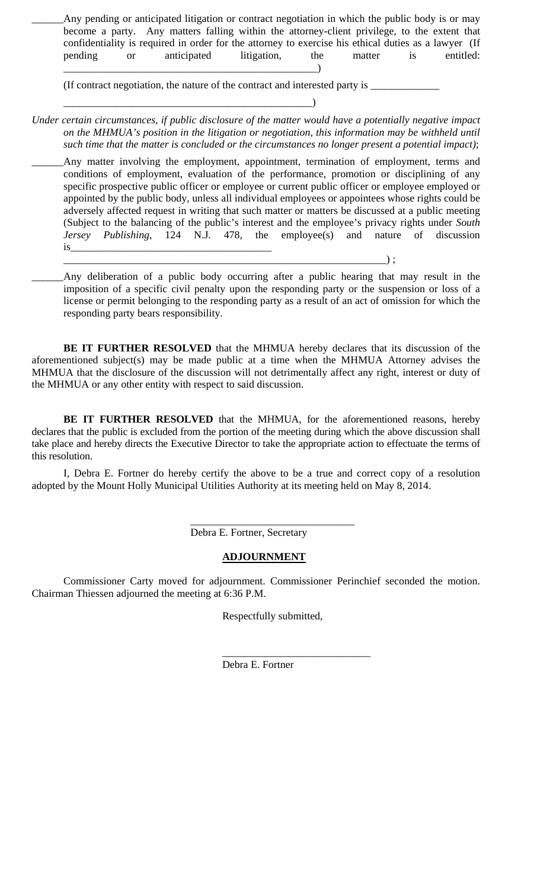______Any pending or anticipated litigation or contract negotiation in which the public body is or may become a party. Any matters falling within the attorney-client privilege, to the extent that confidentiality is required in order for the attorney to exercise his ethical duties as a lawyer (If pending or anticipated litigation, the matter is entitled: ______________________________________________)

(If contract negotiation, the nature of the contract and interested party is _____________ ______________________________________________)

*Under certain circumstances, if public disclosure of the matter would have a potentially negative impact on the MHMUA's position in the litigation or negotiation, this information may be withheld until such time that the matter is concluded or the circumstances no longer present a potential impact)*;

______Any matter involving the employment, appointment, termination of employment, terms and conditions of employment, evaluation of the performance, promotion or disciplining of any specific prospective public officer or employee or current public officer or employee employed or appointed by the public body, unless all individual employees or appointees whose rights could be adversely affected request in writing that such matter or matters be discussed at a public meeting (Subject to the balancing of the public's interest and the employee's privacy rights under *South Jersey Publishing*, 124 N.J. 478, the employee(s) and nature of discussion is_______________________________________ ____________________________________________________________) ;

______Any deliberation of a public body occurring after a public hearing that may result in the imposition of a specific civil penalty upon the responding party or the suspension or loss of a license or permit belonging to the responding party as a result of an act of omission for which the responding party bears responsibility.

**BE IT FURTHER RESOLVED** that the MHMUA hereby declares that its discussion of the aforementioned subject(s) may be made public at a time when the MHMUA Attorney advises the MHMUA that the disclosure of the discussion will not detrimentally affect any right, interest or duty of the MHMUA or any other entity with respect to said discussion.

**BE IT FURTHER RESOLVED** that the MHMUA, for the aforementioned reasons, hereby declares that the public is excluded from the portion of the meeting during which the above discussion shall take place and hereby directs the Executive Director to take the appropriate action to effectuate the terms of this resolution.

I, Debra E. Fortner do hereby certify the above to be a true and correct copy of a resolution adopted by the Mount Holly Municipal Utilities Authority at its meeting held on May 8, 2014.

_______________________________
Debra E. Fortner, Secretary

## ADJOURNMENT

Commissioner Carty moved for adjournment. Commissioner Perinchief seconded the motion. Chairman Thiessen adjourned the meeting at 6:36 P.M.

Respectfully submitted,

____________________________
Debra E. Fortner